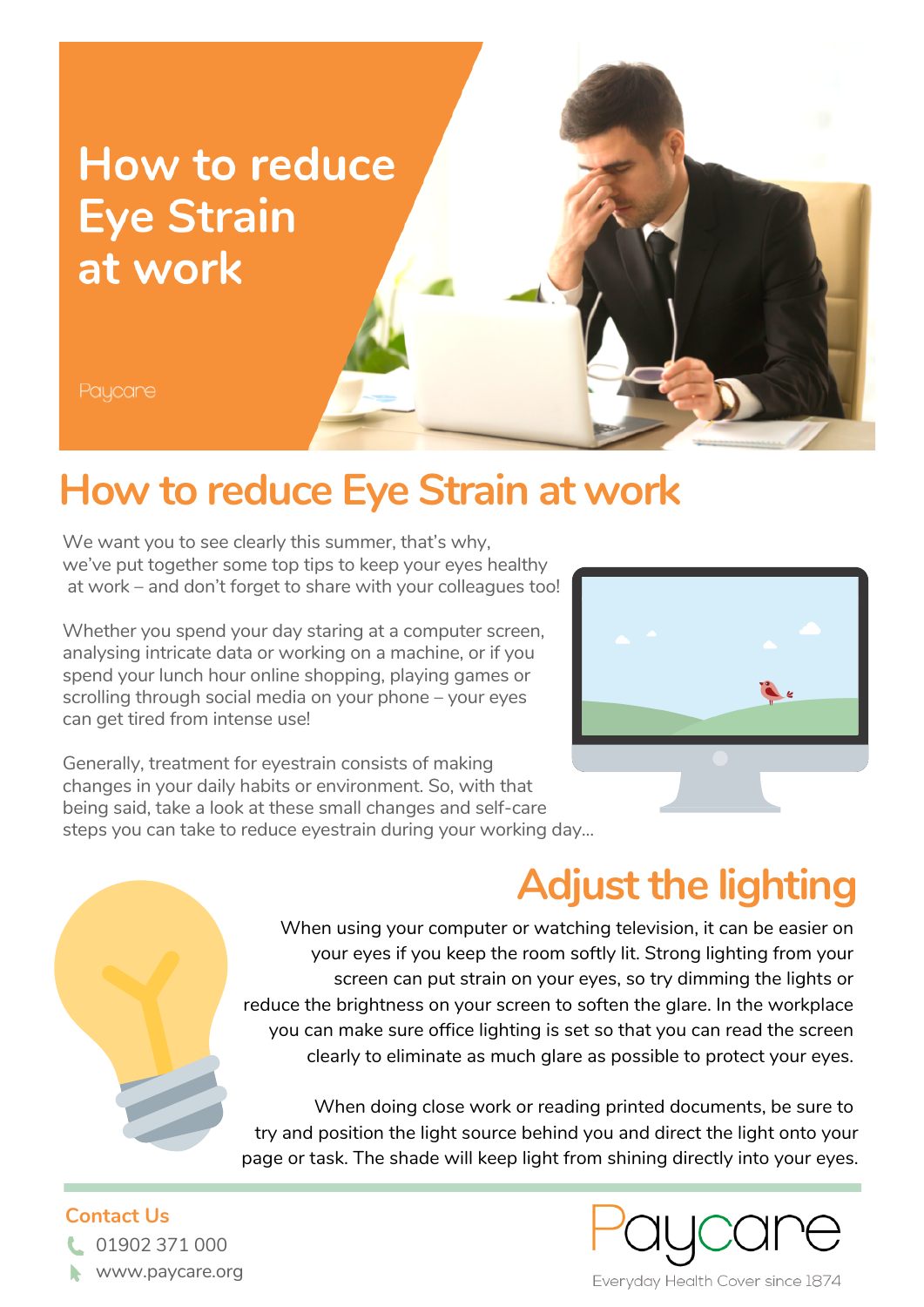# How to reduce Eye Strain at work

Paycare

## How to reduce Eye Strain at work

We want you to see clearly this summer, that's why, we've put together some top tips to keep your eyes healthy at work – and don't forget to share with your colleagues too!

Whether you spend your day staring at a computer screen, analysing intricate data or working on a machine, or if you spend your lunch hour online shopping, playing games or scrolling through social media on your phone – your eyes can get tired from intense use!

Generally, treatment for eyestrain consists of making changes in your daily habits or environment. So, with that being said, take a look at these small changes and self-care steps you can take to reduce eyestrain during your working day...

## Adjust the lighting

When using your computer or watching television, it can be easier on your eyes if you keep the room softly lit. Strong lighting from your screen can put strain on your eyes, so try dimming the lights or reduce the brightness on your screen to soften the glare. In the workplace you can make sure office lighting is set so that you can read the screen clearly to eliminate as much glare as possible to protect your eyes.

When doing close work or reading printed documents, be sure to try and position the light source behind you and direct the light onto your page or task. The shade will keep light from shining directly into your eyes.

**Contact Us**

01902 371 000

www.paycare.org

Paycare

Everyday Health Cover since 1874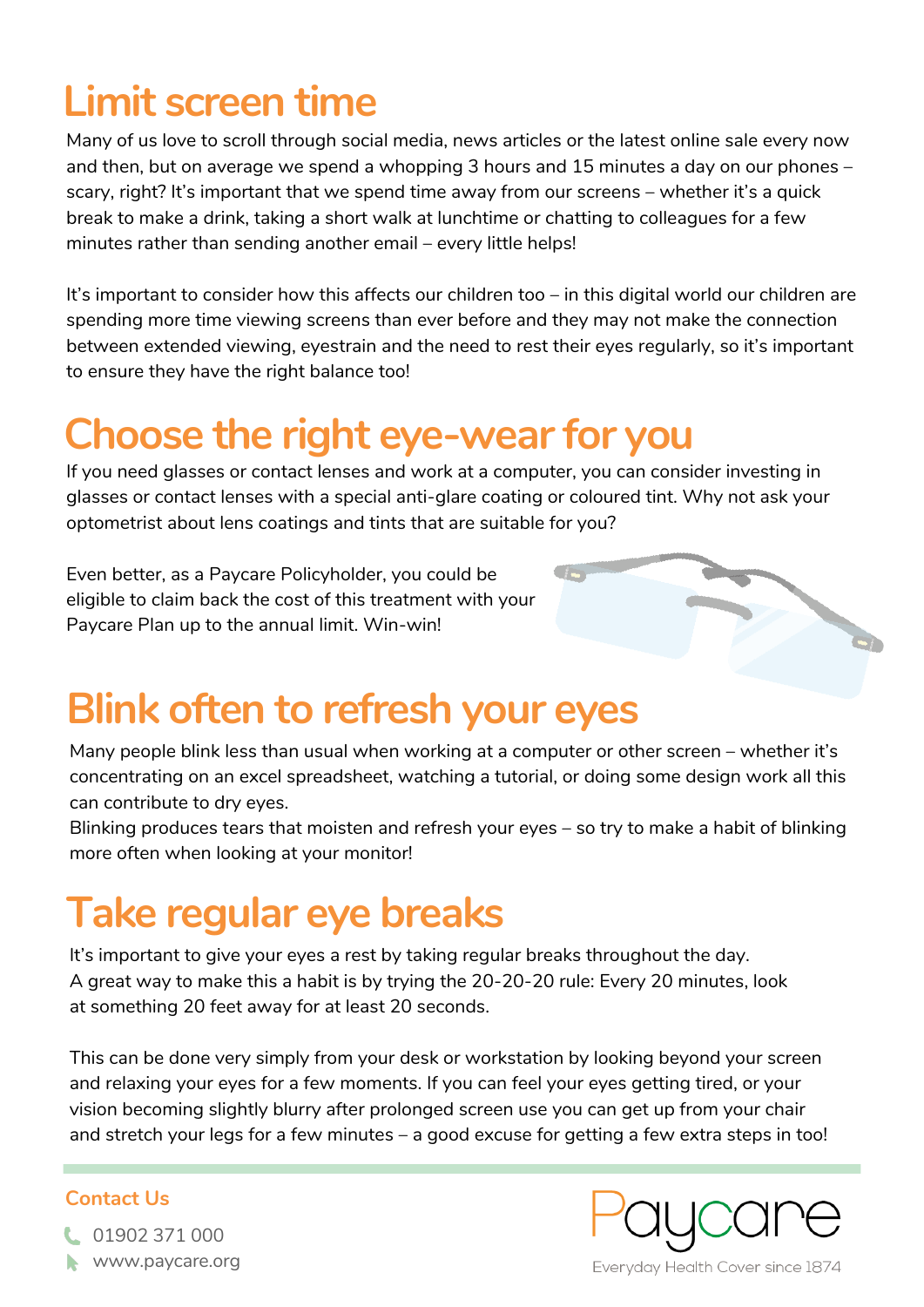## Limit screen time

Many of us love to scroll through social media, news articles or the latest online sale every now and then, but on average we spend a whopping 3 hours and 15 minutes a day on our phones – scary, right? It's important that we spend time away from our screens – whether it's a quick break to make a drink, taking a short walk at lunchtime or chatting to colleagues for a few minutes rather than sending another email – every little helps!

It's important to consider how this affects our children too – in this digital world our children are spending more time viewing screens than ever before and they may not make the connection between extended viewing, eyestrain and the need to rest their eyes regularly, so it's important to ensure they have the right balance too!

## Choose the right eye-wear for you

If you need glasses or contact lenses and work at a computer, you can consider investing in glasses or contact lenses with a special anti-glare coating or coloured tint. Why not ask your optometrist about lens coatings and tints that are suitable for you?

Even better, as a Paycare Policyholder, you could be eligible to claim back the cost of this treatment with your Paycare Plan up to the annual limit. Win-win!

## Blink often to refresh your eyes

Many people blink less than usual when working at a computer or other screen – whether it's concentrating on an excel spreadsheet, watching a tutorial, or doing some design work all this can contribute to dry eyes.
Blinking produces tears that moisten and refresh your eyes – so try to make a habit of blinking more often when looking at your monitor!

## Take regular eye breaks

It's important to give your eyes a rest by taking regular breaks throughout the day.
A great way to make this a habit is by trying the 20-20-20 rule: Every 20 minutes, look at something 20 feet away for at least 20 seconds.

This can be done very simply from your desk or workstation by looking beyond your screen and relaxing your eyes for a few moments. If you can feel your eyes getting tired, or your vision becoming slightly blurry after prolonged screen use you can get up from your chair and stretch your legs for a few minutes – a good excuse for getting a few extra steps in too!

**Contact Us**

01902 371 000
www.paycare.org

Paycare
Everyday Health Cover since 1874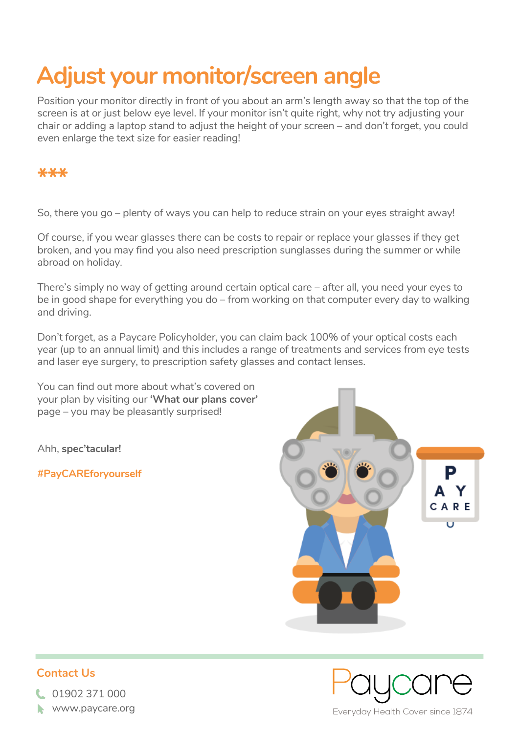# Adjust your monitor/screen angle

Position your monitor directly in front of you about an arm's length away so that the top of the screen is at or just below eye level. If your monitor isn't quite right, why not try adjusting your chair or adding a laptop stand to adjust the height of your screen – and don't forget, you could even enlarge the text size for easier reading!

***

So, there you go – plenty of ways you can help to reduce strain on your eyes straight away!

Of course, if you wear glasses there can be costs to repair or replace your glasses if they get broken, and you may find you also need prescription sunglasses during the summer or while abroad on holiday.

There's simply no way of getting around certain optical care – after all, you need your eyes to be in good shape for everything you do – from working on that computer every day to walking and driving.

Don't forget, as a Paycare Policyholder, you can claim back 100% of your optical costs each year (up to an annual limit) and this includes a range of treatments and services from eye tests and laser eye surgery, to prescription safety glasses and contact lenses.

You can find out more about what's covered on your plan by visiting our **'What our plans cover'** page – you may be pleasantly surprised!

Ahh, **spec'tacular!**

**#PayCAREforyourself**

## Contact Us

01902 371 000

www.paycare.org

Paycare

Everyday Health Cover since 1874